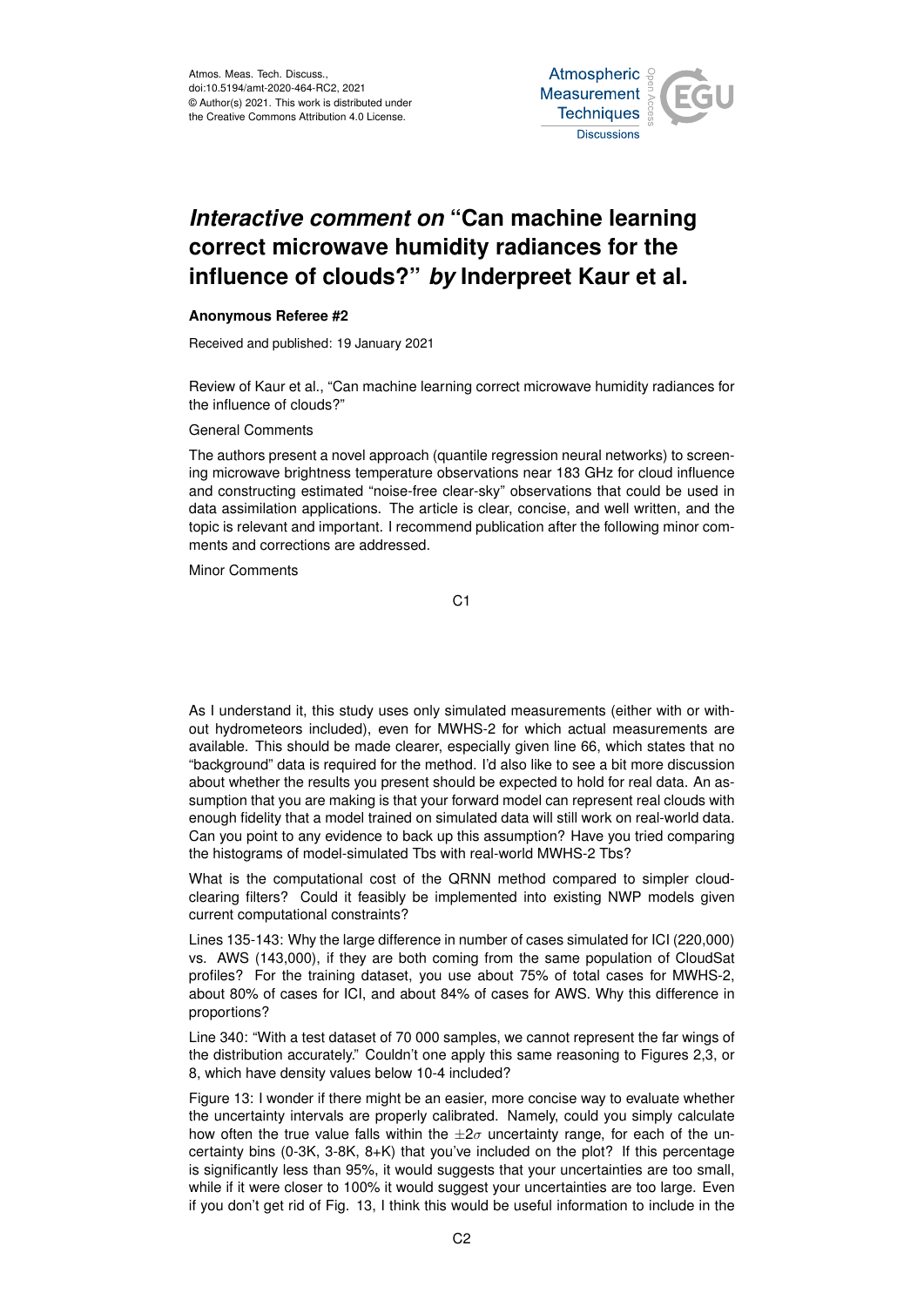Atmos. Meas. Tech. Discuss.,
doi:10.5194/amt-2020-464-RC2, 2021
© Author(s) 2021. This work is distributed under
the Creative Commons Attribution 4.0 License.

# *Interactive comment on* "Can machine learning correct microwave humidity radiances for the influence of clouds?" *by* Inderpreet Kaur et al.

**Anonymous Referee #2**

Received and published: 19 January 2021

Review of Kaur et al., "Can machine learning correct microwave humidity radiances for the influence of clouds?"

General Comments

The authors present a novel approach (quantile regression neural networks) to screening microwave brightness temperature observations near 183 GHz for cloud influence and constructing estimated "noise-free clear-sky" observations that could be used in data assimilation applications. The article is clear, concise, and well written, and the topic is relevant and important. I recommend publication after the following minor comments and corrections are addressed.

Minor Comments

As I understand it, this study uses only simulated measurements (either with or without hydrometeors included), even for MWHS-2 for which actual measurements are available. This should be made clearer, especially given line 66, which states that no "background" data is required for the method. I'd also like to see a bit more discussion about whether the results you present should be expected to hold for real data. An assumption that you are making is that your forward model can represent real clouds with enough fidelity that a model trained on simulated data will still work on real-world data. Can you point to any evidence to back up this assumption? Have you tried comparing the histograms of model-simulated Tbs with real-world MWHS-2 Tbs?

What is the computational cost of the QRNN method compared to simpler cloud-clearing filters? Could it feasibly be implemented into existing NWP models given current computational constraints?

Lines 135-143: Why the large difference in number of cases simulated for ICI (220,000) vs. AWS (143,000), if they are both coming from the same population of CloudSat profiles? For the training dataset, you use about 75% of total cases for MWHS-2, about 80% of cases for ICI, and about 84% of cases for AWS. Why this difference in proportions?

Line 340: "With a test dataset of 70 000 samples, we cannot represent the far wings of the distribution accurately." Couldn't one apply this same reasoning to Figures 2,3, or 8, which have density values below 10-4 included?

Figure 13: I wonder if there might be an easier, more concise way to evaluate whether the uncertainty intervals are properly calibrated. Namely, could you simply calculate how often the true value falls within the $\pm 2\sigma$ uncertainty range, for each of the uncertainty bins (0-3K, 3-8K, 8+K) that you've included on the plot? If this percentage is significantly less than 95%, it would suggests that your uncertainties are too small, while if it were closer to 100% it would suggest your uncertainties are too large. Even if you don't get rid of Fig. 13, I think this would be useful information to include in the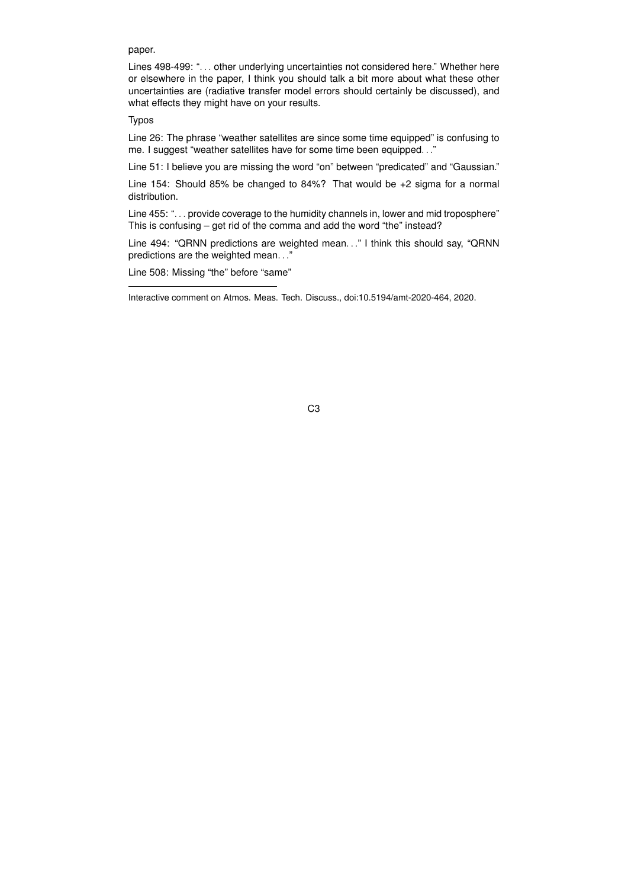paper.

Lines 498-499: "... other underlying uncertainties not considered here." Whether here or elsewhere in the paper, I think you should talk a bit more about what these other uncertainties are (radiative transfer model errors should certainly be discussed), and what effects they might have on your results.

Typos

Line 26: The phrase "weather satellites are since some time equipped" is confusing to me. I suggest "weather satellites have for some time been equipped..."

Line 51: I believe you are missing the word "on" between "predicated" and "Gaussian."

Line 154: Should 85% be changed to 84%? That would be +2 sigma for a normal distribution.

Line 455: "... provide coverage to the humidity channels in, lower and mid troposphere" This is confusing – get rid of the comma and add the word "the" instead?

Line 494: "QRNN predictions are weighted mean..." I think this should say, "QRNN predictions are the weighted mean..."

Line 508: Missing "the" before "same"

---

Interactive comment on Atmos. Meas. Tech. Discuss., doi:10.5194/amt-2020-464, 2020.